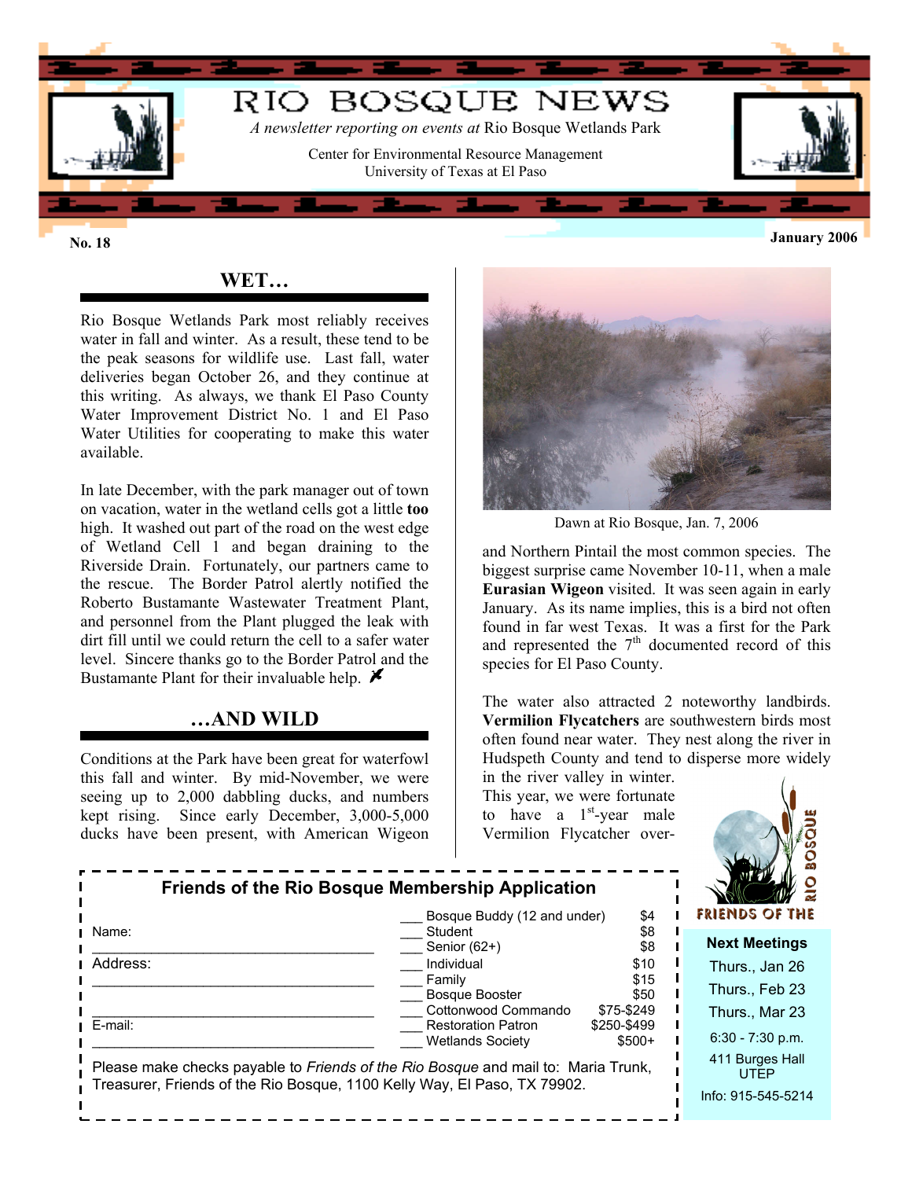# RIO BOSQUE NEWS

*A newsletter reporting on events at* Rio Bosque Wetlands Park

Center for Environmental Resource Management
University of Texas at El Paso

**No. 18** **January 2006**

## WET…

Rio Bosque Wetlands Park most reliably receives water in fall and winter. As a result, these tend to be the peak seasons for wildlife use. Last fall, water deliveries began October 26, and they continue at this writing. As always, we thank El Paso County Water Improvement District No. 1 and El Paso Water Utilities for cooperating to make this water available.

In late December, with the park manager out of town on vacation, water in the wetland cells got a little **too** high. It washed out part of the road on the west edge of Wetland Cell 1 and began draining to the Riverside Drain. Fortunately, our partners came to the rescue. The Border Patrol alertly notified the Roberto Bustamante Wastewater Treatment Plant, and personnel from the Plant plugged the leak with dirt fill until we could return the cell to a safer water level. Sincere thanks go to the Border Patrol and the Bustamante Plant for their invaluable help.

## …AND WILD

Conditions at the Park have been great for waterfowl this fall and winter. By mid-November, we were seeing up to 2,000 dabbling ducks, and numbers kept rising. Since early December, 3,000-5,000 ducks have been present, with American Wigeon and Northern Pintail the most common species. The biggest surprise came November 10-11, when a male **Eurasian Wigeon** visited. It was seen again in early January. As its name implies, this is a bird not often found in far west Texas. It was a first for the Park and represented the 7th documented record of this species for El Paso County.

Dawn at Rio Bosque, Jan. 7, 2006

The water also attracted 2 noteworthy landbirds. **Vermilion Flycatchers** are southwestern birds most often found near water. They nest along the river in Hudspeth County and tend to disperse more widely in the river valley in winter. This year, we were fortunate to have a 1st-year male Vermilion Flycatcher over-

### Friends of the Rio Bosque Membership Application

Name: ________________________________

Address: ________________________________

________________________________

E-mail: ________________________________

| | Membership | Amount |
|---|---|---|
| ___ | Bosque Buddy (12 and under) | $4 |
| ___ | Student | $8 |
| ___ | Senior (62+) | $8 |
| ___ | Individual | $10 |
| ___ | Family | $15 |
| ___ | Bosque Booster | $50 |
| ___ | Cottonwood Commando | $75-$249 |
| ___ | Restoration Patron | $250-$499 |
| ___ | Wetlands Society | $500+ |

Please make checks payable to *Friends of the Rio Bosque* and mail to: Maria Trunk, Treasurer, Friends of the Rio Bosque, 1100 Kelly Way, El Paso, TX 79902.

FRIENDS OF THE RIO BOSQUE

**Next Meetings**

Thurs., Jan 26
Thurs., Feb 23
Thurs., Mar 23

6:30 - 7:30 p.m.

411 Burges Hall
UTEP

Info: 915-545-5214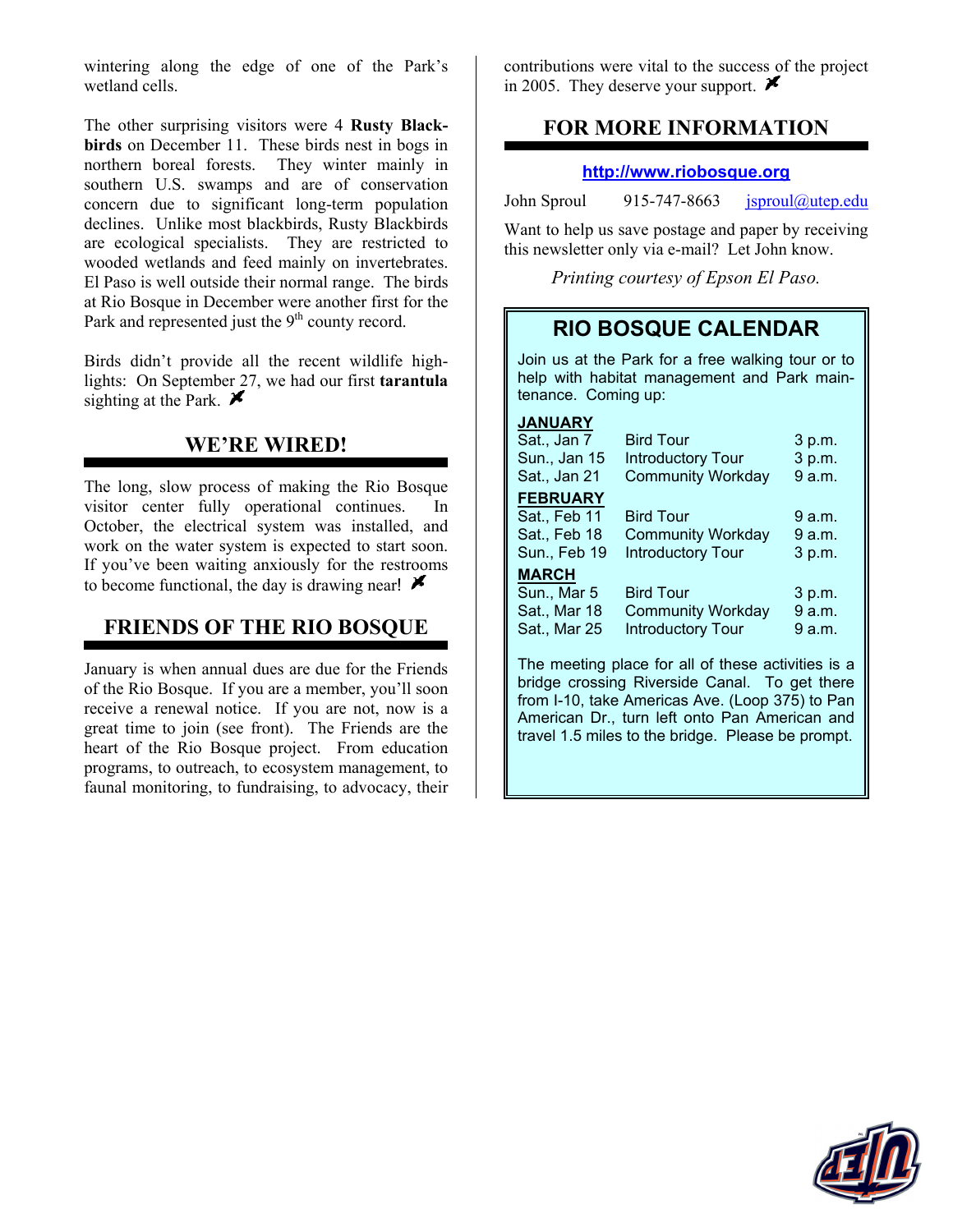wintering along the edge of one of the Park's wetland cells.

The other surprising visitors were 4 **Rusty Blackbirds** on December 11. These birds nest in bogs in northern boreal forests. They winter mainly in southern U.S. swamps and are of conservation concern due to significant long-term population declines. Unlike most blackbirds, Rusty Blackbirds are ecological specialists. They are restricted to wooded wetlands and feed mainly on invertebrates. El Paso is well outside their normal range. The birds at Rio Bosque in December were another first for the Park and represented just the 9th county record.

Birds didn't provide all the recent wildlife highlights: On September 27, we had our first **tarantula** sighting at the Park.

## WE'RE WIRED!

The long, slow process of making the Rio Bosque visitor center fully operational continues. In October, the electrical system was installed, and work on the water system is expected to start soon. If you've been waiting anxiously for the restrooms to become functional, the day is drawing near!

## FRIENDS OF THE RIO BOSQUE

January is when annual dues are due for the Friends of the Rio Bosque. If you are a member, you'll soon receive a renewal notice. If you are not, now is a great time to join (see front). The Friends are the heart of the Rio Bosque project. From education programs, to outreach, to ecosystem management, to faunal monitoring, to fundraising, to advocacy, their contributions were vital to the success of the project in 2005. They deserve your support.

## FOR MORE INFORMATION

**http://www.riobosque.org**

John Sproul 915-747-8663 jsproul@utep.edu

Want to help us save postage and paper by receiving this newsletter only via e-mail? Let John know.

*Printing courtesy of Epson El Paso.*

## RIO BOSQUE CALENDAR

Join us at the Park for a free walking tour or to help with habitat management and Park maintenance. Coming up:

**JANUARY**

| | | |
|---|---|---|
| Sat., Jan 7 | Bird Tour | 3 p.m. |
| Sun., Jan 15 | Introductory Tour | 3 p.m. |
| Sat., Jan 21 | Community Workday | 9 a.m. |

**FEBRUARY**

| | | |
|---|---|---|
| Sat., Feb 11 | Bird Tour | 9 a.m. |
| Sat., Feb 18 | Community Workday | 9 a.m. |
| Sun., Feb 19 | Introductory Tour | 3 p.m. |

**MARCH**

| | | |
|---|---|---|
| Sun., Mar 5 | Bird Tour | 3 p.m. |
| Sat., Mar 18 | Community Workday | 9 a.m. |
| Sat., Mar 25 | Introductory Tour | 9 a.m. |

The meeting place for all of these activities is a bridge crossing Riverside Canal. To get there from I-10, take Americas Ave. (Loop 375) to Pan American Dr., turn left onto Pan American and travel 1.5 miles to the bridge. Please be prompt.